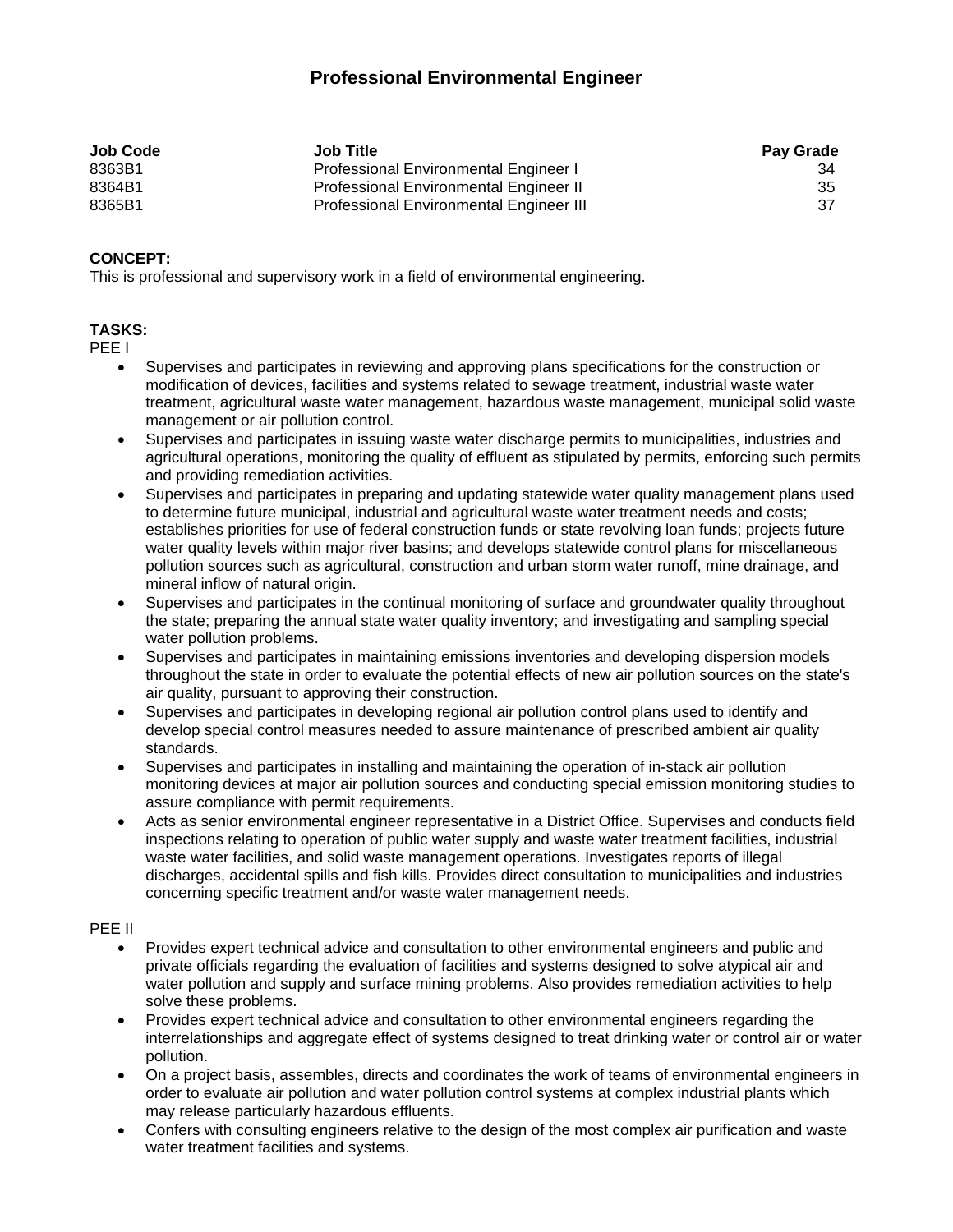# Professional Environmental Engineer

| Job Code | Job Title | Pay Grade |
|---|---|---|
| 8363B1 | Professional Environmental Engineer I | 34 |
| 8364B1 | Professional Environmental Engineer II | 35 |
| 8365B1 | Professional Environmental Engineer III | 37 |

**CONCEPT:**
This is professional and supervisory work in a field of environmental engineering.

**TASKS:**
PEE I

- Supervises and participates in reviewing and approving plans specifications for the construction or modification of devices, facilities and systems related to sewage treatment, industrial waste water treatment, agricultural waste water management, hazardous waste management, municipal solid waste management or air pollution control.
- Supervises and participates in issuing waste water discharge permits to municipalities, industries and agricultural operations, monitoring the quality of effluent as stipulated by permits, enforcing such permits and providing remediation activities.
- Supervises and participates in preparing and updating statewide water quality management plans used to determine future municipal, industrial and agricultural waste water treatment needs and costs; establishes priorities for use of federal construction funds or state revolving loan funds; projects future water quality levels within major river basins; and develops statewide control plans for miscellaneous pollution sources such as agricultural, construction and urban storm water runoff, mine drainage, and mineral inflow of natural origin.
- Supervises and participates in the continual monitoring of surface and groundwater quality throughout the state; preparing the annual state water quality inventory; and investigating and sampling special water pollution problems.
- Supervises and participates in maintaining emissions inventories and developing dispersion models throughout the state in order to evaluate the potential effects of new air pollution sources on the state's air quality, pursuant to approving their construction.
- Supervises and participates in developing regional air pollution control plans used to identify and develop special control measures needed to assure maintenance of prescribed ambient air quality standards.
- Supervises and participates in installing and maintaining the operation of in-stack air pollution monitoring devices at major air pollution sources and conducting special emission monitoring studies to assure compliance with permit requirements.
- Acts as senior environmental engineer representative in a District Office. Supervises and conducts field inspections relating to operation of public water supply and waste water treatment facilities, industrial waste water facilities, and solid waste management operations. Investigates reports of illegal discharges, accidental spills and fish kills. Provides direct consultation to municipalities and industries concerning specific treatment and/or waste water management needs.

PEE II

- Provides expert technical advice and consultation to other environmental engineers and public and private officials regarding the evaluation of facilities and systems designed to solve atypical air and water pollution and supply and surface mining problems. Also provides remediation activities to help solve these problems.
- Provides expert technical advice and consultation to other environmental engineers regarding the interrelationships and aggregate effect of systems designed to treat drinking water or control air or water pollution.
- On a project basis, assembles, directs and coordinates the work of teams of environmental engineers in order to evaluate air pollution and water pollution control systems at complex industrial plants which may release particularly hazardous effluents.
- Confers with consulting engineers relative to the design of the most complex air purification and waste water treatment facilities and systems.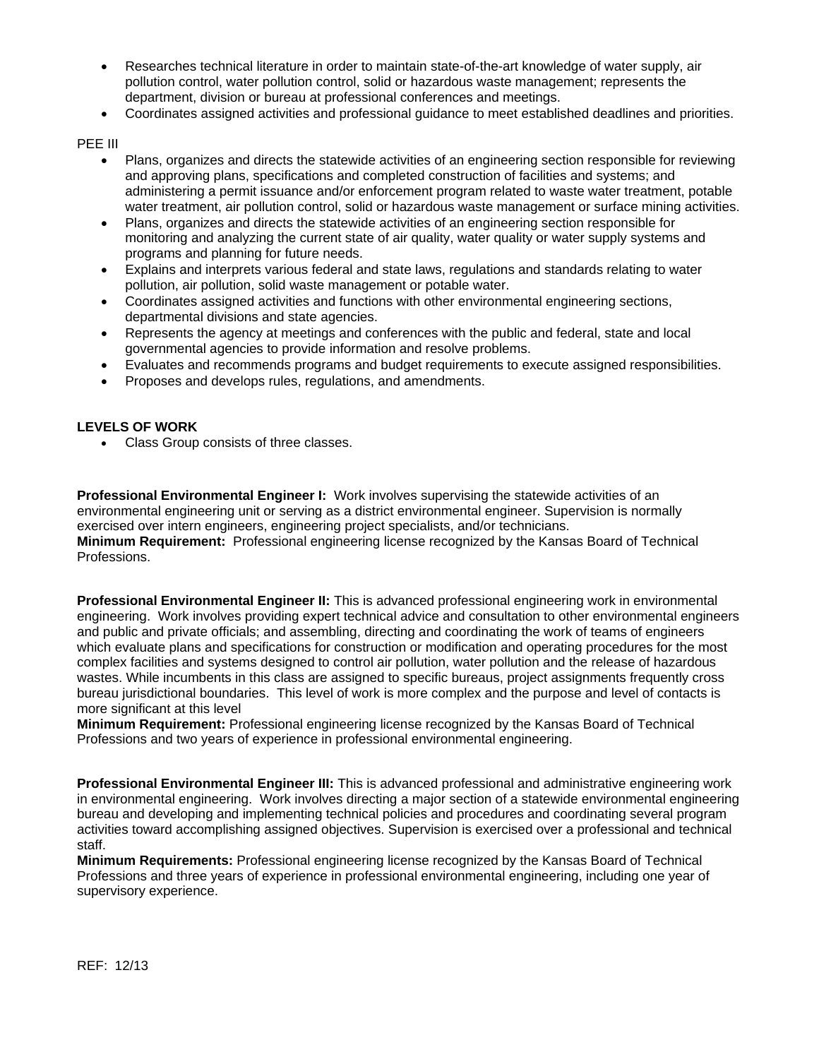- Researches technical literature in order to maintain state-of-the-art knowledge of water supply, air pollution control, water pollution control, solid or hazardous waste management; represents the department, division or bureau at professional conferences and meetings.
- Coordinates assigned activities and professional guidance to meet established deadlines and priorities.

PEE III

- Plans, organizes and directs the statewide activities of an engineering section responsible for reviewing and approving plans, specifications and completed construction of facilities and systems; and administering a permit issuance and/or enforcement program related to waste water treatment, potable water treatment, air pollution control, solid or hazardous waste management or surface mining activities.
- Plans, organizes and directs the statewide activities of an engineering section responsible for monitoring and analyzing the current state of air quality, water quality or water supply systems and programs and planning for future needs.
- Explains and interprets various federal and state laws, regulations and standards relating to water pollution, air pollution, solid waste management or potable water.
- Coordinates assigned activities and functions with other environmental engineering sections, departmental divisions and state agencies.
- Represents the agency at meetings and conferences with the public and federal, state and local governmental agencies to provide information and resolve problems.
- Evaluates and recommends programs and budget requirements to execute assigned responsibilities.
- Proposes and develops rules, regulations, and amendments.

**LEVELS OF WORK**

- Class Group consists of three classes.

**Professional Environmental Engineer I:** Work involves supervising the statewide activities of an environmental engineering unit or serving as a district environmental engineer. Supervision is normally exercised over intern engineers, engineering project specialists, and/or technicians.
**Minimum Requirement:** Professional engineering license recognized by the Kansas Board of Technical Professions.

**Professional Environmental Engineer II:** This is advanced professional engineering work in environmental engineering. Work involves providing expert technical advice and consultation to other environmental engineers and public and private officials; and assembling, directing and coordinating the work of teams of engineers which evaluate plans and specifications for construction or modification and operating procedures for the most complex facilities and systems designed to control air pollution, water pollution and the release of hazardous wastes. While incumbents in this class are assigned to specific bureaus, project assignments frequently cross bureau jurisdictional boundaries. This level of work is more complex and the purpose and level of contacts is more significant at this level
**Minimum Requirement:** Professional engineering license recognized by the Kansas Board of Technical Professions and two years of experience in professional environmental engineering.

**Professional Environmental Engineer III:** This is advanced professional and administrative engineering work in environmental engineering. Work involves directing a major section of a statewide environmental engineering bureau and developing and implementing technical policies and procedures and coordinating several program activities toward accomplishing assigned objectives. Supervision is exercised over a professional and technical staff.
**Minimum Requirements:** Professional engineering license recognized by the Kansas Board of Technical Professions and three years of experience in professional environmental engineering, including one year of supervisory experience.

REF: 12/13